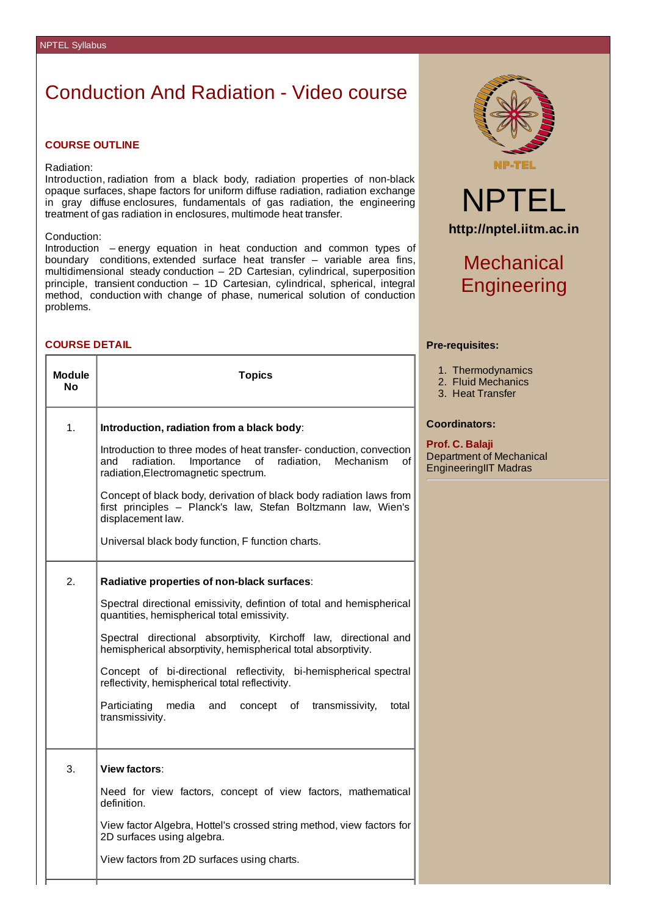# Conduction And Radiation - Video course

## COURSE OUTLINE

Radiation:
Introduction, radiation from a black body, radiation properties of non-black opaque surfaces, shape factors for uniform diffuse radiation, radiation exchange in gray diffuse enclosures, fundamentals of gas radiation, the engineering treatment of gas radiation in enclosures, multimode heat transfer.

Conduction:
Introduction – energy equation in heat conduction and common types of boundary conditions, extended surface heat transfer – variable area fins, multidimensional steady conduction – 2D Cartesian, cylindrical, superposition principle, transient conduction – 1D Cartesian, cylindrical, spherical, integral method, conduction with change of phase, numerical solution of conduction problems.

NPTEL

http://nptel.iitm.ac.in

Mechanical Engineering

**Pre-requisites:**

1. Thermodynamics
2. Fluid Mechanics
3. Heat Transfer

**Coordinators:**

**Prof. C. Balaji**
Department of Mechanical EngineeringIIT Madras

## COURSE DETAIL

| Module No | Topics |
|---|---|
| 1. | **Introduction, radiation from a black body**:<br><br>Introduction to three modes of heat transfer- conduction, convection and radiation. Importance of radiation, Mechanism of radiation,Electromagnetic spectrum.<br><br>Concept of black body, derivation of black body radiation laws from first principles – Planck's law, Stefan Boltzmann law, Wien's displacement law.<br><br>Universal black body function, F function charts. |
| 2. | **Radiative properties of non-black surfaces**:<br><br>Spectral directional emissivity, defintion of total and hemispherical quantities, hemispherical total emissivity.<br><br>Spectral directional absorptivity, Kirchoff law, directional and hemispherical absorptivity, hemispherical total absorptivity.<br><br>Concept of bi-directional reflectivity, bi-hemispherical spectral reflectivity, hemispherical total reflectivity.<br><br>Particiating media and concept of transmissivity, total transmissivity. |
| 3. | **View factors**:<br><br>Need for view factors, concept of view factors, mathematical definition.<br><br>View factor Algebra, Hottel's crossed string method, view factors for 2D surfaces using algebra.<br><br>View factors from 2D surfaces using charts. |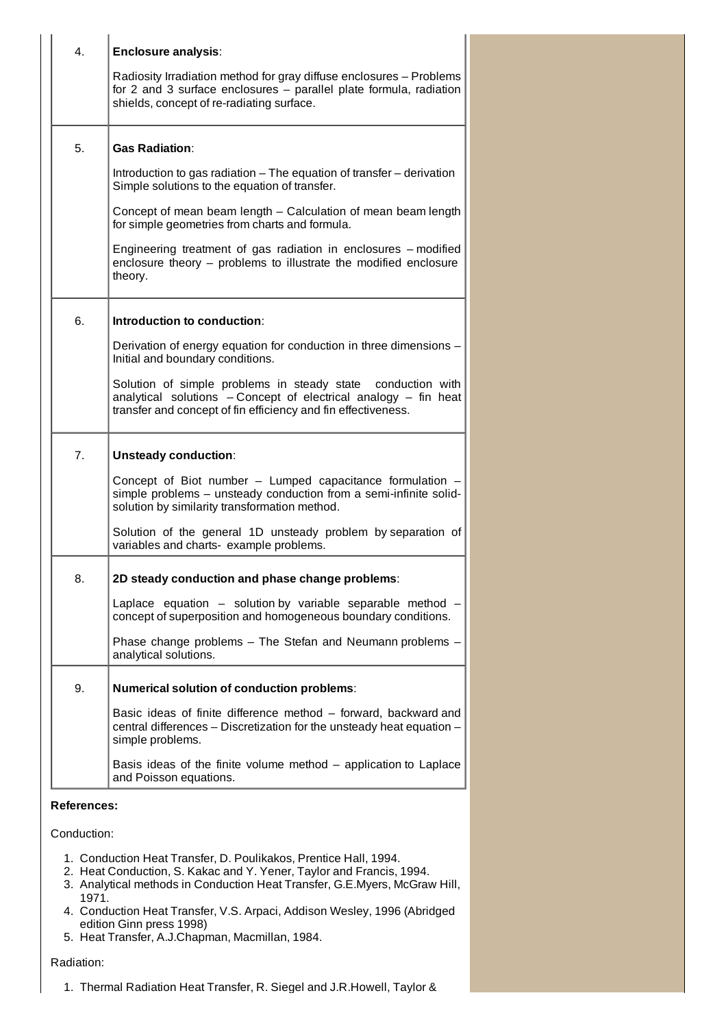| | |
|---|---|
| 4. | **Enclosure analysis**:<br><br>Radiosity Irradiation method for gray diffuse enclosures – Problems for 2 and 3 surface enclosures – parallel plate formula, radiation shields, concept of re-radiating surface. |
| 5. | **Gas Radiation**:<br><br>Introduction to gas radiation – The equation of transfer – derivation Simple solutions to the equation of transfer.<br><br>Concept of mean beam length – Calculation of mean beam length for simple geometries from charts and formula.<br><br>Engineering treatment of gas radiation in enclosures – modified enclosure theory – problems to illustrate the modified enclosure theory. |
| 6. | **Introduction to conduction**:<br><br>Derivation of energy equation for conduction in three dimensions – Initial and boundary conditions.<br><br>Solution of simple problems in steady state conduction with analytical solutions – Concept of electrical analogy – fin heat transfer and concept of fin efficiency and fin effectiveness. |
| 7. | **Unsteady conduction**:<br><br>Concept of Biot number – Lumped capacitance formulation – simple problems – unsteady conduction from a semi-infinite solid-solution by similarity transformation method.<br><br>Solution of the general 1D unsteady problem by separation of variables and charts- example problems. |
| 8. | **2D steady conduction and phase change problems**:<br><br>Laplace equation – solution by variable separable method – concept of superposition and homogeneous boundary conditions.<br><br>Phase change problems – The Stefan and Neumann problems – analytical solutions. |
| 9. | **Numerical solution of conduction problems**:<br><br>Basic ideas of finite difference method – forward, backward and central differences – Discretization for the unsteady heat equation – simple problems.<br><br>Basis ideas of the finite volume method – application to Laplace and Poisson equations. |

**References:**

Conduction:

1. Conduction Heat Transfer, D. Poulikakos, Prentice Hall, 1994.
2. Heat Conduction, S. Kakac and Y. Yener, Taylor and Francis, 1994.
3. Analytical methods in Conduction Heat Transfer, G.E.Myers, McGraw Hill, 1971.
4. Conduction Heat Transfer, V.S. Arpaci, Addison Wesley, 1996 (Abridged edition Ginn press 1998)
5. Heat Transfer, A.J.Chapman, Macmillan, 1984.

Radiation:

1. Thermal Radiation Heat Transfer, R. Siegel and J.R.Howell, Taylor &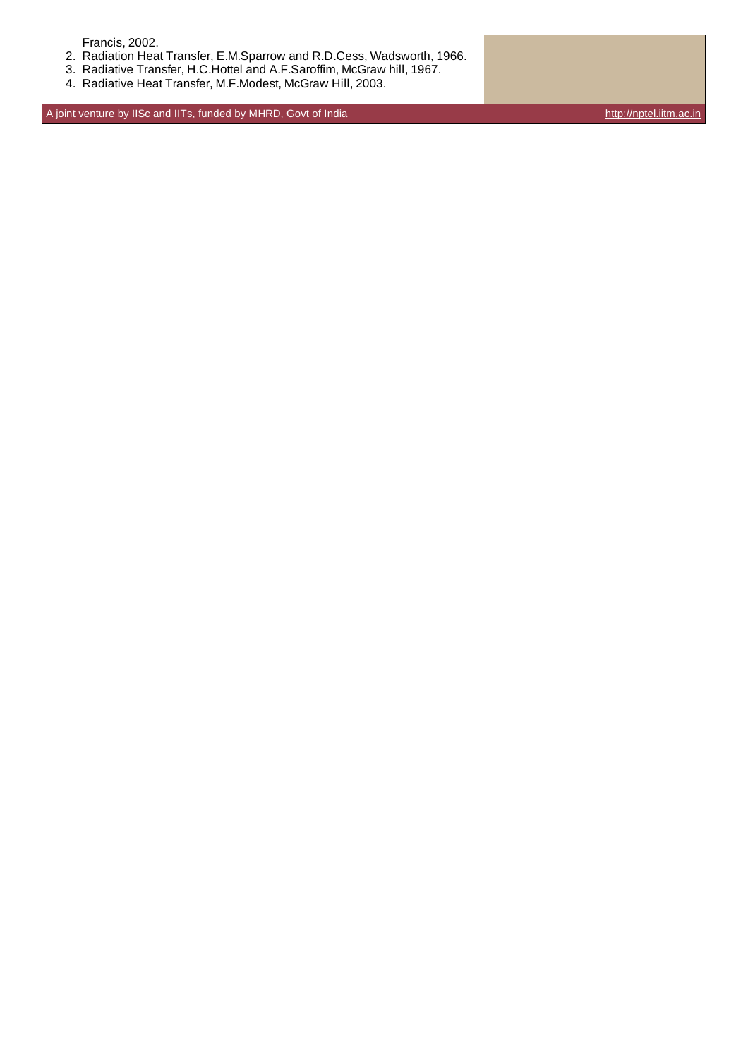Francis, 2002.

2. Radiation Heat Transfer, E.M.Sparrow and R.D.Cess, Wadsworth, 1966.
3. Radiative Transfer, H.C.Hottel and A.F.Saroffim, McGraw hill, 1967.
4. Radiative Heat Transfer, M.F.Modest, McGraw Hill, 2003.